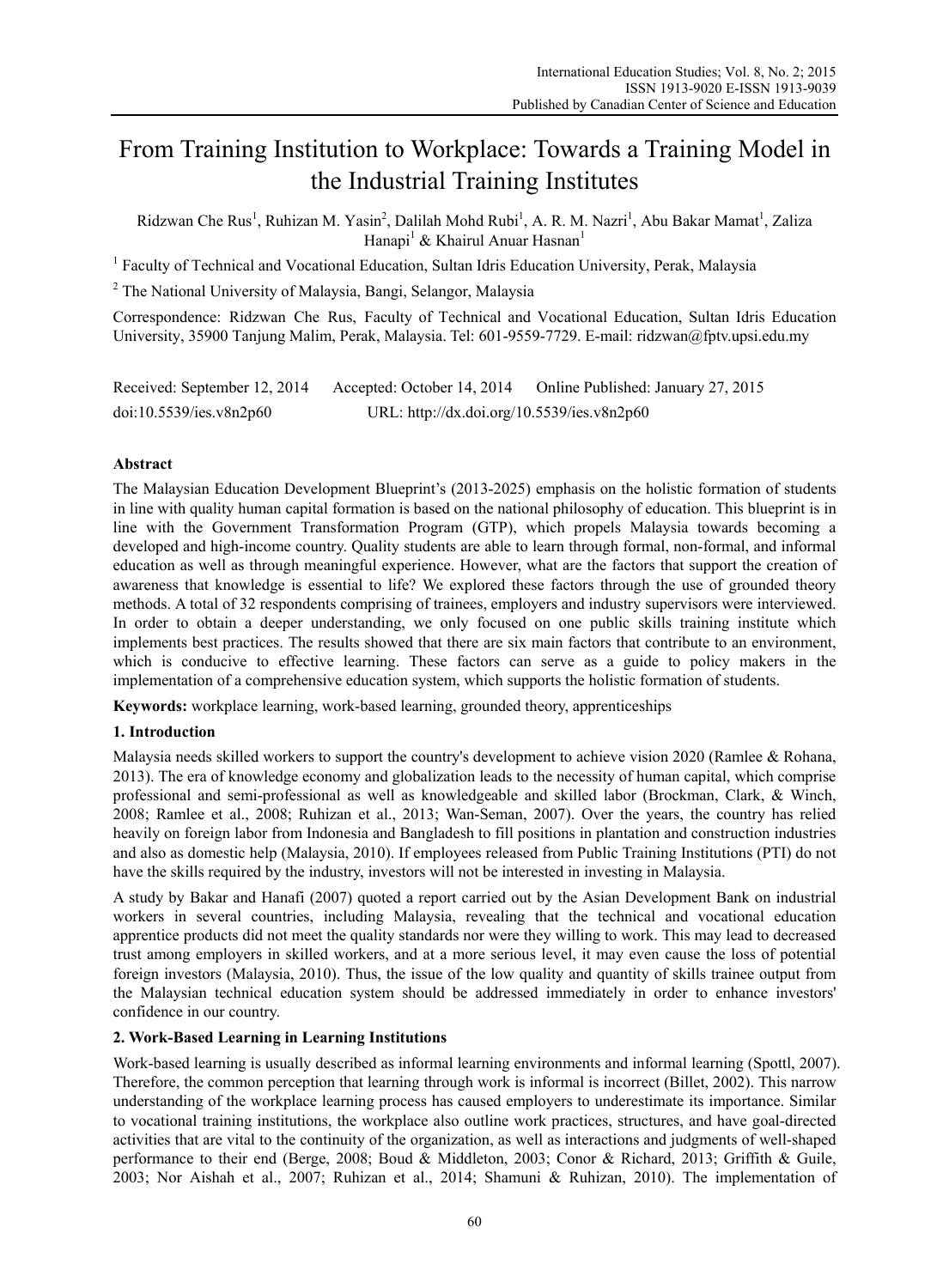# From Training Institution to Workplace: Towards a Training Model in the Industrial Training Institutes

Ridzwan Che Rus[1], Ruhizan M. Yasin[2], Dalilah Mohd Rubi[1], A. R. M. Nazri[1], Abu Bakar Mamat[1], Zaliza Hanapi[1] & Khairul Anuar Hasnan[1]

[1] Faculty of Technical and Vocational Education, Sultan Idris Education University, Perak, Malaysia

[2] The National University of Malaysia, Bangi, Selangor, Malaysia

Correspondence: Ridzwan Che Rus, Faculty of Technical and Vocational Education, Sultan Idris Education University, 35900 Tanjung Malim, Perak, Malaysia. Tel: 601-9559-7729. E-mail: ridzwan@fptv.upsi.edu.my

Received: September 12, 2014 Accepted: October 14, 2014 Online Published: January 27, 2015

doi:10.5539/ies.v8n2p60 URL: http://dx.doi.org/10.5539/ies.v8n2p60

## Abstract

The Malaysian Education Development Blueprint's (2013-2025) emphasis on the holistic formation of students in line with quality human capital formation is based on the national philosophy of education. This blueprint is in line with the Government Transformation Program (GTP), which propels Malaysia towards becoming a developed and high-income country. Quality students are able to learn through formal, non-formal, and informal education as well as through meaningful experience. However, what are the factors that support the creation of awareness that knowledge is essential to life? We explored these factors through the use of grounded theory methods. A total of 32 respondents comprising of trainees, employers and industry supervisors were interviewed. In order to obtain a deeper understanding, we only focused on one public skills training institute which implements best practices. The results showed that there are six main factors that contribute to an environment, which is conducive to effective learning. These factors can serve as a guide to policy makers in the implementation of a comprehensive education system, which supports the holistic formation of students.

**Keywords:** workplace learning, work-based learning, grounded theory, apprenticeships

## 1. Introduction

Malaysia needs skilled workers to support the country's development to achieve vision 2020 (Ramlee & Rohana, 2013). The era of knowledge economy and globalization leads to the necessity of human capital, which comprise professional and semi-professional as well as knowledgeable and skilled labor (Brockman, Clark, & Winch, 2008; Ramlee et al., 2008; Ruhizan et al., 2013; Wan-Seman, 2007). Over the years, the country has relied heavily on foreign labor from Indonesia and Bangladesh to fill positions in plantation and construction industries and also as domestic help (Malaysia, 2010). If employees released from Public Training Institutions (PTI) do not have the skills required by the industry, investors will not be interested in investing in Malaysia.

A study by Bakar and Hanafi (2007) quoted a report carried out by the Asian Development Bank on industrial workers in several countries, including Malaysia, revealing that the technical and vocational education apprentice products did not meet the quality standards nor were they willing to work. This may lead to decreased trust among employers in skilled workers, and at a more serious level, it may even cause the loss of potential foreign investors (Malaysia, 2010). Thus, the issue of the low quality and quantity of skills trainee output from the Malaysian technical education system should be addressed immediately in order to enhance investors' confidence in our country.

## 2. Work-Based Learning in Learning Institutions

Work-based learning is usually described as informal learning environments and informal learning (Spottl, 2007). Therefore, the common perception that learning through work is informal is incorrect (Billet, 2002). This narrow understanding of the workplace learning process has caused employers to underestimate its importance. Similar to vocational training institutions, the workplace also outline work practices, structures, and have goal-directed activities that are vital to the continuity of the organization, as well as interactions and judgments of well-shaped performance to their end (Berge, 2008; Boud & Middleton, 2003; Conor & Richard, 2013; Griffith & Guile, 2003; Nor Aishah et al., 2007; Ruhizan et al., 2014; Shamuni & Ruhizan, 2010). The implementation of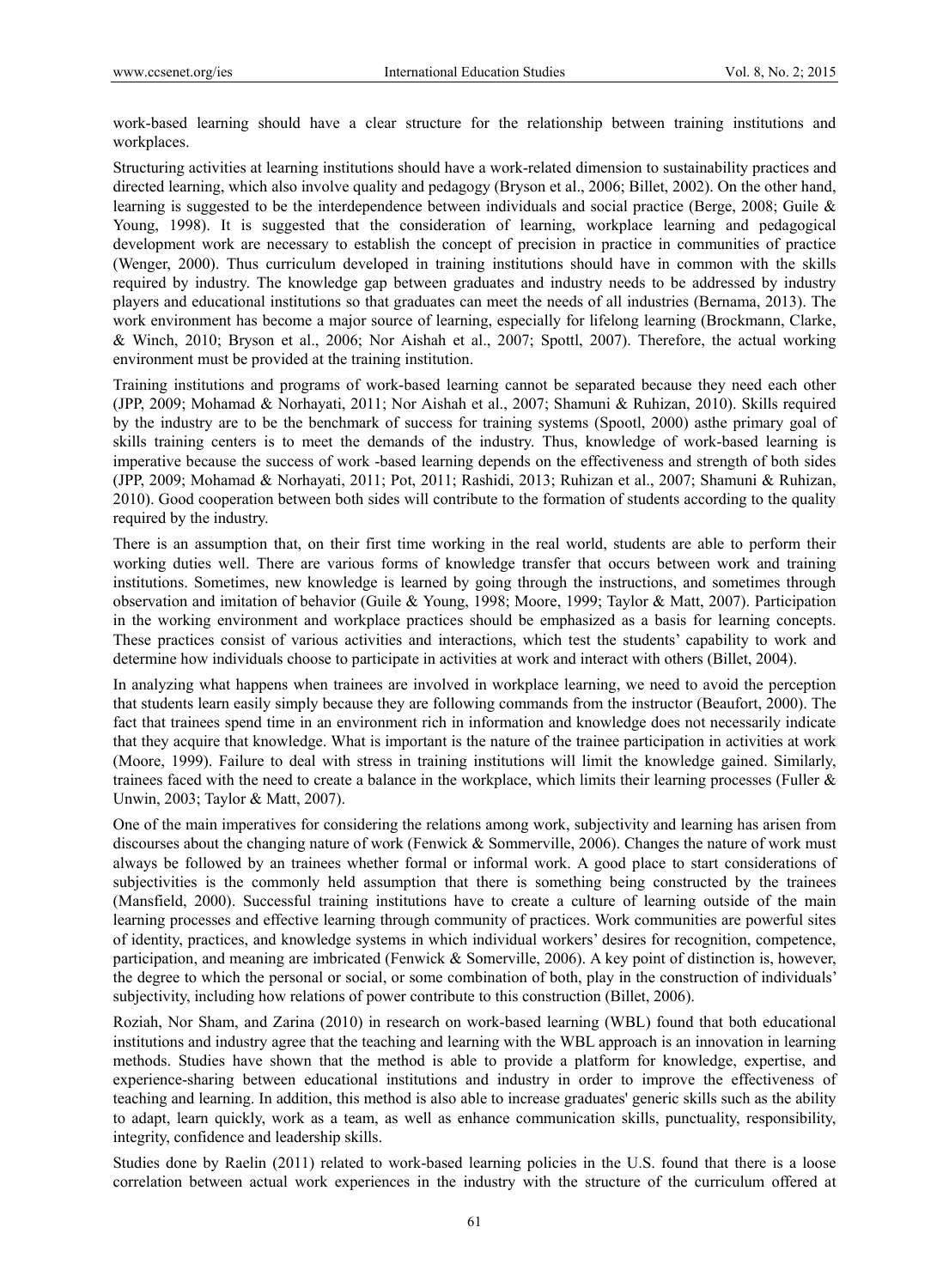work-based learning should have a clear structure for the relationship between training institutions and workplaces.

Structuring activities at learning institutions should have a work-related dimension to sustainability practices and directed learning, which also involve quality and pedagogy (Bryson et al., 2006; Billet, 2002). On the other hand, learning is suggested to be the interdependence between individuals and social practice (Berge, 2008; Guile & Young, 1998). It is suggested that the consideration of learning, workplace learning and pedagogical development work are necessary to establish the concept of precision in practice in communities of practice (Wenger, 2000). Thus curriculum developed in training institutions should have in common with the skills required by industry. The knowledge gap between graduates and industry needs to be addressed by industry players and educational institutions so that graduates can meet the needs of all industries (Bernama, 2013). The work environment has become a major source of learning, especially for lifelong learning (Brockmann, Clarke, & Winch, 2010; Bryson et al., 2006; Nor Aishah et al., 2007; Spottl, 2007). Therefore, the actual working environment must be provided at the training institution.

Training institutions and programs of work-based learning cannot be separated because they need each other (JPP, 2009; Mohamad & Norhayati, 2011; Nor Aishah et al., 2007; Shamuni & Ruhizan, 2010). Skills required by the industry are to be the benchmark of success for training systems (Spootl, 2000) asthe primary goal of skills training centers is to meet the demands of the industry. Thus, knowledge of work-based learning is imperative because the success of work -based learning depends on the effectiveness and strength of both sides (JPP, 2009; Mohamad & Norhayati, 2011; Pot, 2011; Rashidi, 2013; Ruhizan et al., 2007; Shamuni & Ruhizan, 2010). Good cooperation between both sides will contribute to the formation of students according to the quality required by the industry.

There is an assumption that, on their first time working in the real world, students are able to perform their working duties well. There are various forms of knowledge transfer that occurs between work and training institutions. Sometimes, new knowledge is learned by going through the instructions, and sometimes through observation and imitation of behavior (Guile & Young, 1998; Moore, 1999; Taylor & Matt, 2007). Participation in the working environment and workplace practices should be emphasized as a basis for learning concepts. These practices consist of various activities and interactions, which test the students' capability to work and determine how individuals choose to participate in activities at work and interact with others (Billet, 2004).

In analyzing what happens when trainees are involved in workplace learning, we need to avoid the perception that students learn easily simply because they are following commands from the instructor (Beaufort, 2000). The fact that trainees spend time in an environment rich in information and knowledge does not necessarily indicate that they acquire that knowledge. What is important is the nature of the trainee participation in activities at work (Moore, 1999). Failure to deal with stress in training institutions will limit the knowledge gained. Similarly, trainees faced with the need to create a balance in the workplace, which limits their learning processes (Fuller & Unwin, 2003; Taylor & Matt, 2007).

One of the main imperatives for considering the relations among work, subjectivity and learning has arisen from discourses about the changing nature of work (Fenwick & Sommerville, 2006). Changes the nature of work must always be followed by an trainees whether formal or informal work. A good place to start considerations of subjectivities is the commonly held assumption that there is something being constructed by the trainees (Mansfield, 2000). Successful training institutions have to create a culture of learning outside of the main learning processes and effective learning through community of practices. Work communities are powerful sites of identity, practices, and knowledge systems in which individual workers' desires for recognition, competence, participation, and meaning are imbricated (Fenwick & Somerville, 2006). A key point of distinction is, however, the degree to which the personal or social, or some combination of both, play in the construction of individuals' subjectivity, including how relations of power contribute to this construction (Billet, 2006).

Roziah, Nor Sham, and Zarina (2010) in research on work-based learning (WBL) found that both educational institutions and industry agree that the teaching and learning with the WBL approach is an innovation in learning methods. Studies have shown that the method is able to provide a platform for knowledge, expertise, and experience-sharing between educational institutions and industry in order to improve the effectiveness of teaching and learning. In addition, this method is also able to increase graduates' generic skills such as the ability to adapt, learn quickly, work as a team, as well as enhance communication skills, punctuality, responsibility, integrity, confidence and leadership skills.

Studies done by Raelin (2011) related to work-based learning policies in the U.S. found that there is a loose correlation between actual work experiences in the industry with the structure of the curriculum offered at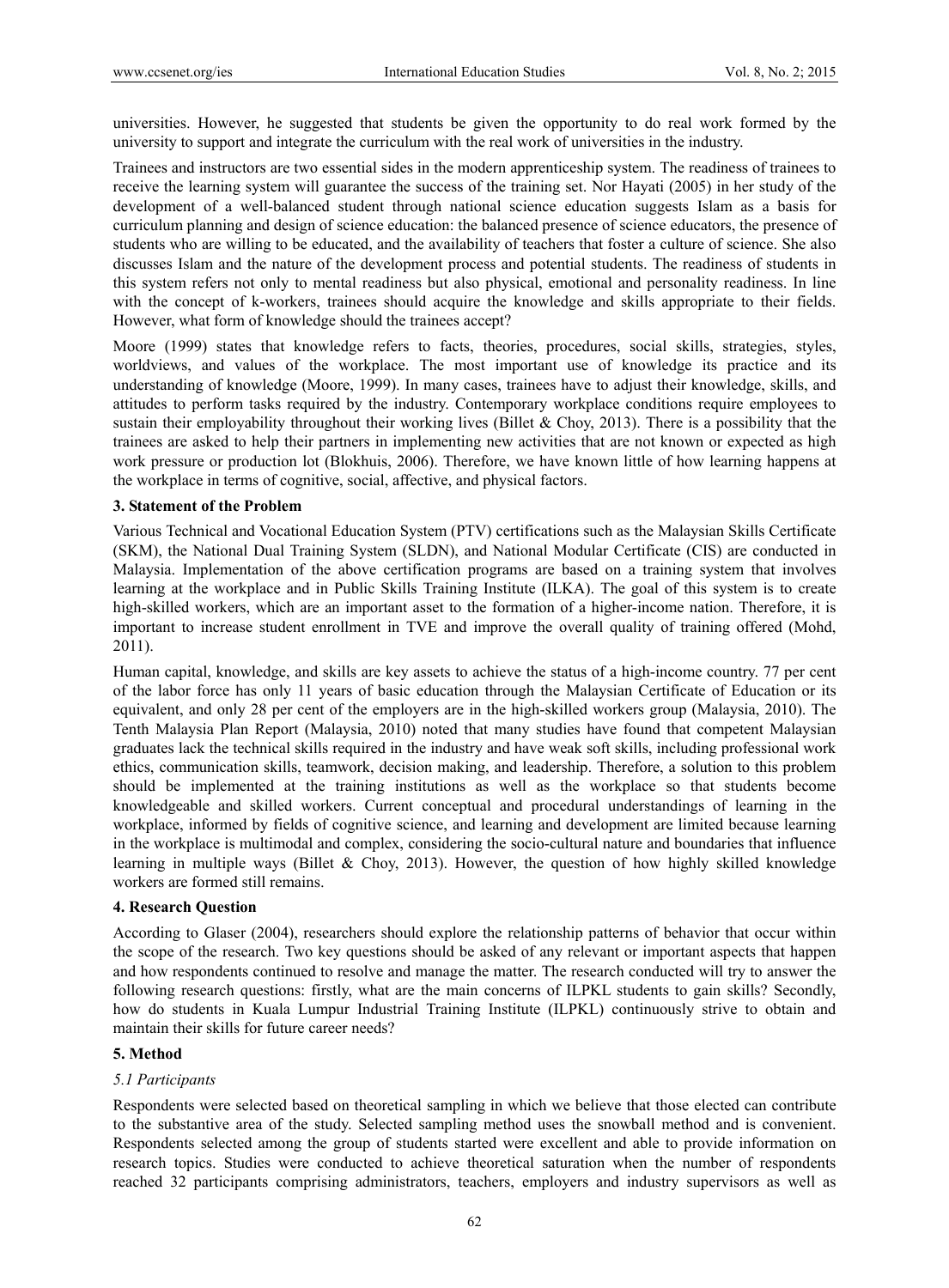universities. However, he suggested that students be given the opportunity to do real work formed by the university to support and integrate the curriculum with the real work of universities in the industry.

Trainees and instructors are two essential sides in the modern apprenticeship system. The readiness of trainees to receive the learning system will guarantee the success of the training set. Nor Hayati (2005) in her study of the development of a well-balanced student through national science education suggests Islam as a basis for curriculum planning and design of science education: the balanced presence of science educators, the presence of students who are willing to be educated, and the availability of teachers that foster a culture of science. She also discusses Islam and the nature of the development process and potential students. The readiness of students in this system refers not only to mental readiness but also physical, emotional and personality readiness. In line with the concept of k-workers, trainees should acquire the knowledge and skills appropriate to their fields. However, what form of knowledge should the trainees accept?

Moore (1999) states that knowledge refers to facts, theories, procedures, social skills, strategies, styles, worldviews, and values of the workplace. The most important use of knowledge its practice and its understanding of knowledge (Moore, 1999). In many cases, trainees have to adjust their knowledge, skills, and attitudes to perform tasks required by the industry. Contemporary workplace conditions require employees to sustain their employability throughout their working lives (Billet & Choy, 2013). There is a possibility that the trainees are asked to help their partners in implementing new activities that are not known or expected as high work pressure or production lot (Blokhuis, 2006). Therefore, we have known little of how learning happens at the workplace in terms of cognitive, social, affective, and physical factors.

## 3. Statement of the Problem

Various Technical and Vocational Education System (PTV) certifications such as the Malaysian Skills Certificate (SKM), the National Dual Training System (SLDN), and National Modular Certificate (CIS) are conducted in Malaysia. Implementation of the above certification programs are based on a training system that involves learning at the workplace and in Public Skills Training Institute (ILKA). The goal of this system is to create high-skilled workers, which are an important asset to the formation of a higher-income nation. Therefore, it is important to increase student enrollment in TVE and improve the overall quality of training offered (Mohd, 2011).

Human capital, knowledge, and skills are key assets to achieve the status of a high-income country. 77 per cent of the labor force has only 11 years of basic education through the Malaysian Certificate of Education or its equivalent, and only 28 per cent of the employers are in the high-skilled workers group (Malaysia, 2010). The Tenth Malaysia Plan Report (Malaysia, 2010) noted that many studies have found that competent Malaysian graduates lack the technical skills required in the industry and have weak soft skills, including professional work ethics, communication skills, teamwork, decision making, and leadership. Therefore, a solution to this problem should be implemented at the training institutions as well as the workplace so that students become knowledgeable and skilled workers. Current conceptual and procedural understandings of learning in the workplace, informed by fields of cognitive science, and learning and development are limited because learning in the workplace is multimodal and complex, considering the socio-cultural nature and boundaries that influence learning in multiple ways (Billet & Choy, 2013). However, the question of how highly skilled knowledge workers are formed still remains.

## 4. Research Question

According to Glaser (2004), researchers should explore the relationship patterns of behavior that occur within the scope of the research. Two key questions should be asked of any relevant or important aspects that happen and how respondents continued to resolve and manage the matter. The research conducted will try to answer the following research questions: firstly, what are the main concerns of ILPKL students to gain skills? Secondly, how do students in Kuala Lumpur Industrial Training Institute (ILPKL) continuously strive to obtain and maintain their skills for future career needs?

## 5. Method

### *5.1 Participants*

Respondents were selected based on theoretical sampling in which we believe that those elected can contribute to the substantive area of the study. Selected sampling method uses the snowball method and is convenient. Respondents selected among the group of students started were excellent and able to provide information on research topics. Studies were conducted to achieve theoretical saturation when the number of respondents reached 32 participants comprising administrators, teachers, employers and industry supervisors as well as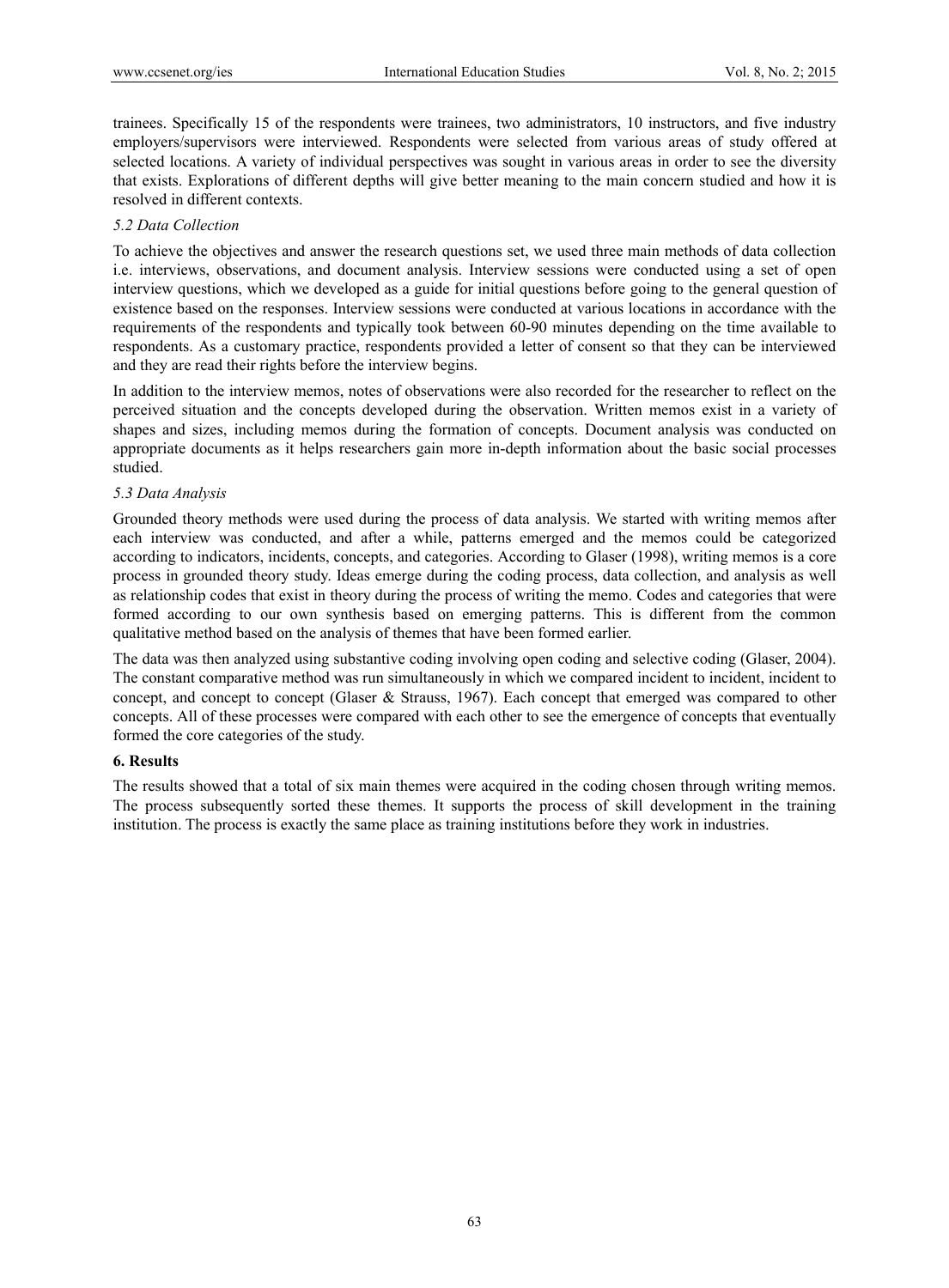trainees. Specifically 15 of the respondents were trainees, two administrators, 10 instructors, and five industry employers/supervisors were interviewed. Respondents were selected from various areas of study offered at selected locations. A variety of individual perspectives was sought in various areas in order to see the diversity that exists. Explorations of different depths will give better meaning to the main concern studied and how it is resolved in different contexts.

### *5.2 Data Collection*

To achieve the objectives and answer the research questions set, we used three main methods of data collection i.e. interviews, observations, and document analysis. Interview sessions were conducted using a set of open interview questions, which we developed as a guide for initial questions before going to the general question of existence based on the responses. Interview sessions were conducted at various locations in accordance with the requirements of the respondents and typically took between 60-90 minutes depending on the time available to respondents. As a customary practice, respondents provided a letter of consent so that they can be interviewed and they are read their rights before the interview begins.

In addition to the interview memos, notes of observations were also recorded for the researcher to reflect on the perceived situation and the concepts developed during the observation. Written memos exist in a variety of shapes and sizes, including memos during the formation of concepts. Document analysis was conducted on appropriate documents as it helps researchers gain more in-depth information about the basic social processes studied.

### *5.3 Data Analysis*

Grounded theory methods were used during the process of data analysis. We started with writing memos after each interview was conducted, and after a while, patterns emerged and the memos could be categorized according to indicators, incidents, concepts, and categories. According to Glaser (1998), writing memos is a core process in grounded theory study. Ideas emerge during the coding process, data collection, and analysis as well as relationship codes that exist in theory during the process of writing the memo. Codes and categories that were formed according to our own synthesis based on emerging patterns. This is different from the common qualitative method based on the analysis of themes that have been formed earlier.

The data was then analyzed using substantive coding involving open coding and selective coding (Glaser, 2004). The constant comparative method was run simultaneously in which we compared incident to incident, incident to concept, and concept to concept (Glaser & Strauss, 1967). Each concept that emerged was compared to other concepts. All of these processes were compared with each other to see the emergence of concepts that eventually formed the core categories of the study.

## **6. Results**

The results showed that a total of six main themes were acquired in the coding chosen through writing memos. The process subsequently sorted these themes. It supports the process of skill development in the training institution. The process is exactly the same place as training institutions before they work in industries.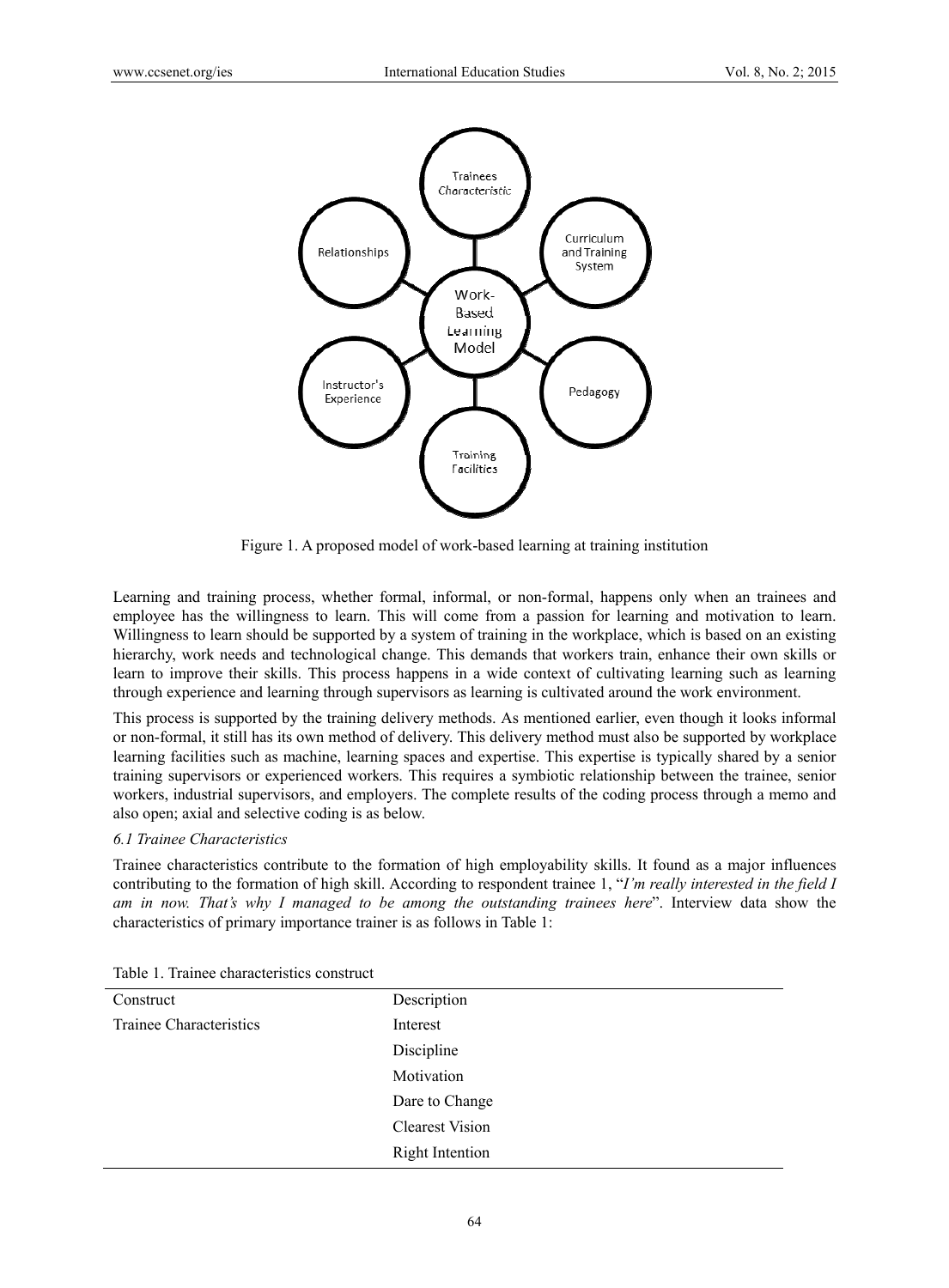Figure 1. A proposed model of work-based learning at training institution

Learning and training process, whether formal, informal, or non-formal, happens only when an trainees and employee has the willingness to learn. This will come from a passion for learning and motivation to learn. Willingness to learn should be supported by a system of training in the workplace, which is based on an existing hierarchy, work needs and technological change. This demands that workers train, enhance their own skills or learn to improve their skills. This process happens in a wide context of cultivating learning such as learning through experience and learning through supervisors as learning is cultivated around the work environment.

This process is supported by the training delivery methods. As mentioned earlier, even though it looks informal or non-formal, it still has its own method of delivery. This delivery method must also be supported by workplace learning facilities such as machine, learning spaces and expertise. This expertise is typically shared by a senior training supervisors or experienced workers. This requires a symbiotic relationship between the trainee, senior workers, industrial supervisors, and employers. The complete results of the coding process through a memo and also open; axial and selective coding is as below.

*6.1 Trainee Characteristics*

Trainee characteristics contribute to the formation of high employability skills. It found as a major influences contributing to the formation of high skill. According to respondent trainee 1, "*I'm really interested in the field I am in now. That's why I managed to be among the outstanding trainees here*". Interview data show the characteristics of primary importance trainer is as follows in Table 1:

Table 1. Trainee characteristics construct

| Construct | Description |
|---|---|
| Trainee Characteristics | Interest |
| | Discipline |
| | Motivation |
| | Dare to Change |
| | Clearest Vision |
| | Right Intention |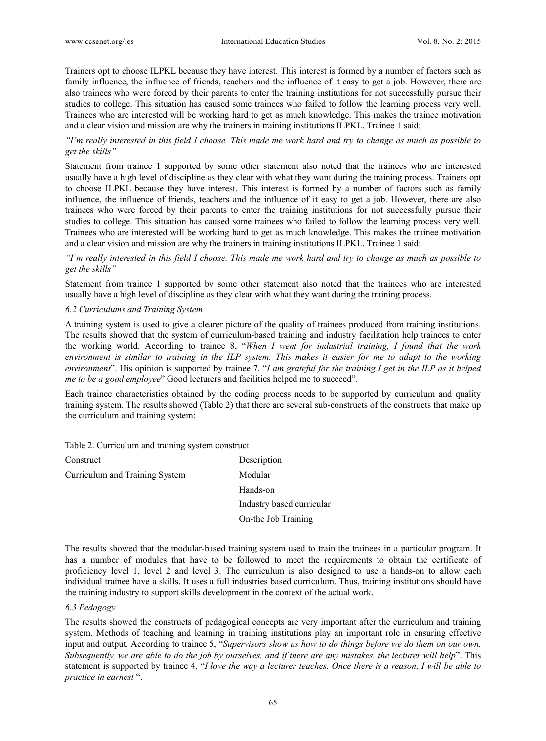Trainers opt to choose ILPKL because they have interest. This interest is formed by a number of factors such as family influence, the influence of friends, teachers and the influence of it easy to get a job. However, there are also trainees who were forced by their parents to enter the training institutions for not successfully pursue their studies to college. This situation has caused some trainees who failed to follow the learning process very well. Trainees who are interested will be working hard to get as much knowledge. This makes the trainee motivation and a clear vision and mission are why the trainers in training institutions ILPKL. Trainee 1 said;

*"I'm really interested in this field I choose. This made me work hard and try to change as much as possible to get the skills"*

Statement from trainee 1 supported by some other statement also noted that the trainees who are interested usually have a high level of discipline as they clear with what they want during the training process. Trainers opt to choose ILPKL because they have interest. This interest is formed by a number of factors such as family influence, the influence of friends, teachers and the influence of it easy to get a job. However, there are also trainees who were forced by their parents to enter the training institutions for not successfully pursue their studies to college. This situation has caused some trainees who failed to follow the learning process very well. Trainees who are interested will be working hard to get as much knowledge. This makes the trainee motivation and a clear vision and mission are why the trainers in training institutions ILPKL. Trainee 1 said;

*"I'm really interested in this field I choose. This made me work hard and try to change as much as possible to get the skills"*

Statement from trainee 1 supported by some other statement also noted that the trainees who are interested usually have a high level of discipline as they clear with what they want during the training process.

### *6.2 Curriculums and Training System*

A training system is used to give a clearer picture of the quality of trainees produced from training institutions. The results showed that the system of curriculum-based training and industry facilitation help trainees to enter the working world. According to trainee 8, "*When I went for industrial training, I found that the work environment is similar to training in the ILP system. This makes it easier for me to adapt to the working environment*". His opinion is supported by trainee 7, "*I am grateful for the training I get in the ILP as it helped me to be a good employee*" Good lecturers and facilities helped me to succeed".

Each trainee characteristics obtained by the coding process needs to be supported by curriculum and quality training system. The results showed (Table 2) that there are several sub-constructs of the constructs that make up the curriculum and training system:

Table 2. Curriculum and training system construct

| Construct | Description |
| --- | --- |
| Curriculum and Training System | Modular |
| | Hands-on |
| | Industry based curricular |
| | On-the Job Training |

The results showed that the modular-based training system used to train the trainees in a particular program. It has a number of modules that have to be followed to meet the requirements to obtain the certificate of proficiency level 1, level 2 and level 3. The curriculum is also designed to use a hands-on to allow each individual trainee have a skills. It uses a full industries based curriculum. Thus, training institutions should have the training industry to support skills development in the context of the actual work.

### *6.3 Pedagogy*

The results showed the constructs of pedagogical concepts are very important after the curriculum and training system. Methods of teaching and learning in training institutions play an important role in ensuring effective input and output. According to trainee 5, "*Supervisors show us how to do things before we do them on our own. Subsequently, we are able to do the job by ourselves, and if there are any mistakes, the lecturer will help*". This statement is supported by trainee 4, "*I love the way a lecturer teaches. Once there is a reason, I will be able to practice in earnest* ".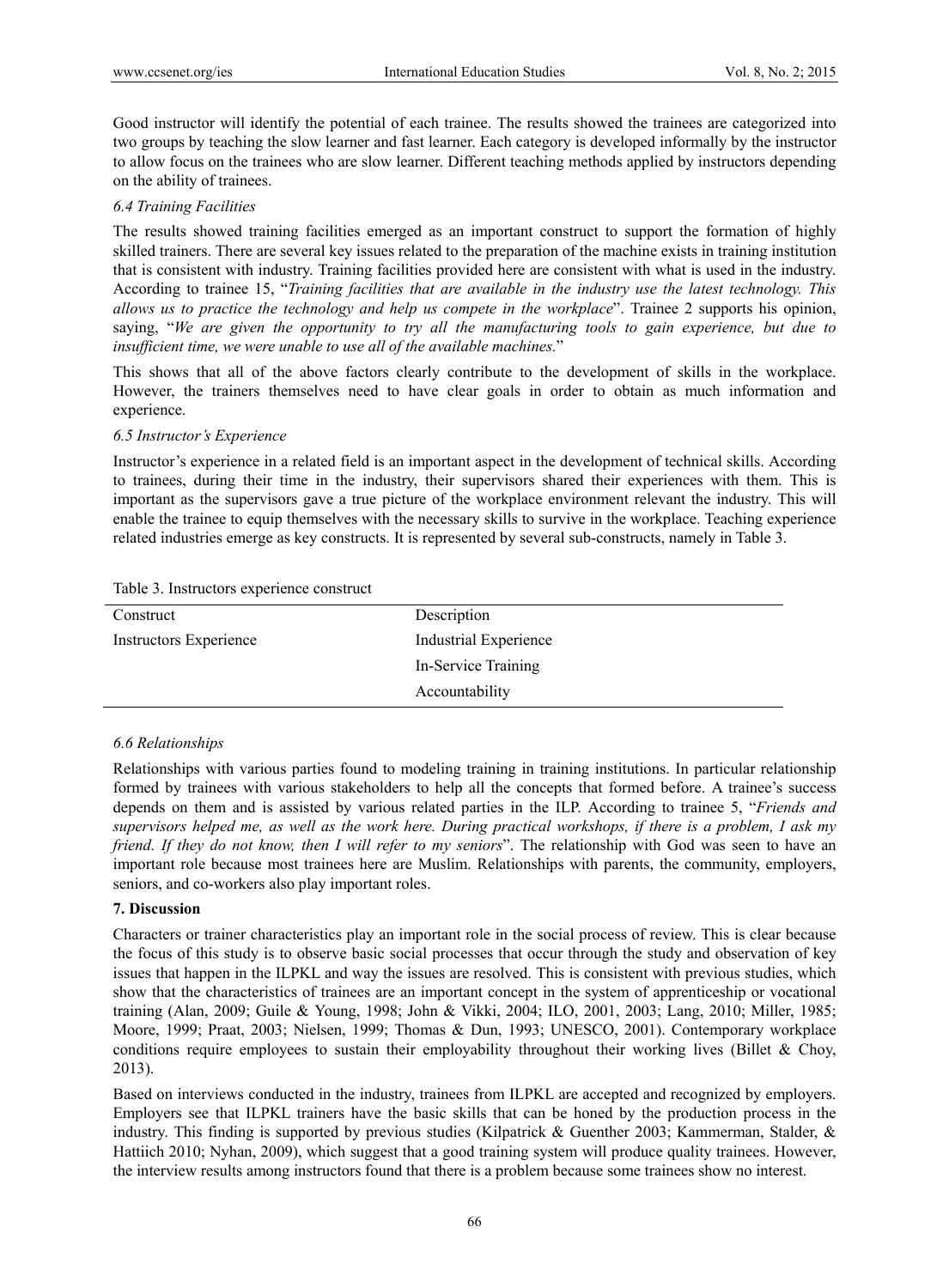Good instructor will identify the potential of each trainee. The results showed the trainees are categorized into two groups by teaching the slow learner and fast learner. Each category is developed informally by the instructor to allow focus on the trainees who are slow learner. Different teaching methods applied by instructors depending on the ability of trainees.

### *6.4 Training Facilities*

The results showed training facilities emerged as an important construct to support the formation of highly skilled trainers. There are several key issues related to the preparation of the machine exists in training institution that is consistent with industry. Training facilities provided here are consistent with what is used in the industry. According to trainee 15, "*Training facilities that are available in the industry use the latest technology. This allows us to practice the technology and help us compete in the workplace*". Trainee 2 supports his opinion, saying, "*We are given the opportunity to try all the manufacturing tools to gain experience, but due to insufficient time, we were unable to use all of the available machines.*"

This shows that all of the above factors clearly contribute to the development of skills in the workplace. However, the trainers themselves need to have clear goals in order to obtain as much information and experience.

### *6.5 Instructor's Experience*

Instructor's experience in a related field is an important aspect in the development of technical skills. According to trainees, during their time in the industry, their supervisors shared their experiences with them. This is important as the supervisors gave a true picture of the workplace environment relevant the industry. This will enable the trainee to equip themselves with the necessary skills to survive in the workplace. Teaching experience related industries emerge as key constructs. It is represented by several sub-constructs, namely in Table 3.

Table 3. Instructors experience construct

| Construct | Description |
| --- | --- |
| Instructors Experience | Industrial Experience |
| | In-Service Training |
| | Accountability |

### *6.6 Relationships*

Relationships with various parties found to modeling training in training institutions. In particular relationship formed by trainees with various stakeholders to help all the concepts that formed before. A trainee's success depends on them and is assisted by various related parties in the ILP. According to trainee 5, "*Friends and supervisors helped me, as well as the work here. During practical workshops, if there is a problem, I ask my friend. If they do not know, then I will refer to my seniors*". The relationship with God was seen to have an important role because most trainees here are Muslim. Relationships with parents, the community, employers, seniors, and co-workers also play important roles.

## **7. Discussion**

Characters or trainer characteristics play an important role in the social process of review. This is clear because the focus of this study is to observe basic social processes that occur through the study and observation of key issues that happen in the ILPKL and way the issues are resolved. This is consistent with previous studies, which show that the characteristics of trainees are an important concept in the system of apprenticeship or vocational training (Alan, 2009; Guile & Young, 1998; John & Vikki, 2004; ILO, 2001, 2003; Lang, 2010; Miller, 1985; Moore, 1999; Praat, 2003; Nielsen, 1999; Thomas & Dun, 1993; UNESCO, 2001). Contemporary workplace conditions require employees to sustain their employability throughout their working lives (Billet & Choy, 2013).

Based on interviews conducted in the industry, trainees from ILPKL are accepted and recognized by employers. Employers see that ILPKL trainers have the basic skills that can be honed by the production process in the industry. This finding is supported by previous studies (Kilpatrick & Guenther 2003; Kammerman, Stalder, & Hattiich 2010; Nyhan, 2009), which suggest that a good training system will produce quality trainees. However, the interview results among instructors found that there is a problem because some trainees show no interest.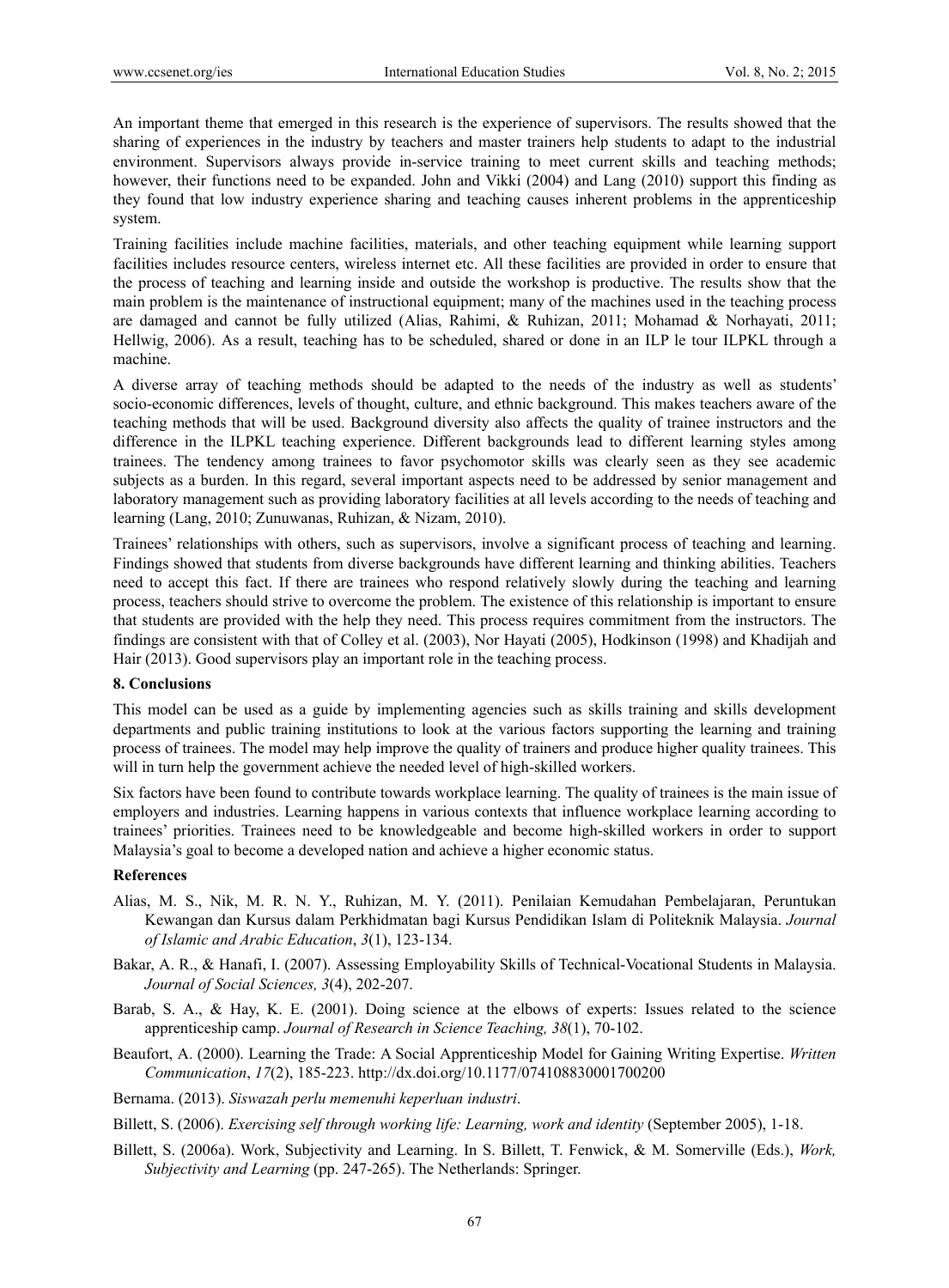An important theme that emerged in this research is the experience of supervisors. The results showed that the sharing of experiences in the industry by teachers and master trainers help students to adapt to the industrial environment. Supervisors always provide in-service training to meet current skills and teaching methods; however, their functions need to be expanded. John and Vikki (2004) and Lang (2010) support this finding as they found that low industry experience sharing and teaching causes inherent problems in the apprenticeship system.

Training facilities include machine facilities, materials, and other teaching equipment while learning support facilities includes resource centers, wireless internet etc. All these facilities are provided in order to ensure that the process of teaching and learning inside and outside the workshop is productive. The results show that the main problem is the maintenance of instructional equipment; many of the machines used in the teaching process are damaged and cannot be fully utilized (Alias, Rahimi, & Ruhizan, 2011; Mohamad & Norhayati, 2011; Hellwig, 2006). As a result, teaching has to be scheduled, shared or done in an ILP le tour ILPKL through a machine.

A diverse array of teaching methods should be adapted to the needs of the industry as well as students' socio-economic differences, levels of thought, culture, and ethnic background. This makes teachers aware of the teaching methods that will be used. Background diversity also affects the quality of trainee instructors and the difference in the ILPKL teaching experience. Different backgrounds lead to different learning styles among trainees. The tendency among trainees to favor psychomotor skills was clearly seen as they see academic subjects as a burden. In this regard, several important aspects need to be addressed by senior management and laboratory management such as providing laboratory facilities at all levels according to the needs of teaching and learning (Lang, 2010; Zunuwanas, Ruhizan, & Nizam, 2010).

Trainees' relationships with others, such as supervisors, involve a significant process of teaching and learning. Findings showed that students from diverse backgrounds have different learning and thinking abilities. Teachers need to accept this fact. If there are trainees who respond relatively slowly during the teaching and learning process, teachers should strive to overcome the problem. The existence of this relationship is important to ensure that students are provided with the help they need. This process requires commitment from the instructors. The findings are consistent with that of Colley et al. (2003), Nor Hayati (2005), Hodkinson (1998) and Khadijah and Hair (2013). Good supervisors play an important role in the teaching process.

## 8. Conclusions

This model can be used as a guide by implementing agencies such as skills training and skills development departments and public training institutions to look at the various factors supporting the learning and training process of trainees. The model may help improve the quality of trainers and produce higher quality trainees. This will in turn help the government achieve the needed level of high-skilled workers.

Six factors have been found to contribute towards workplace learning. The quality of trainees is the main issue of employers and industries. Learning happens in various contexts that influence workplace learning according to trainees' priorities. Trainees need to be knowledgeable and become high-skilled workers in order to support Malaysia's goal to become a developed nation and achieve a higher economic status.

## References

Alias, M. S., Nik, M. R. N. Y., Ruhizan, M. Y. (2011). Penilaian Kemudahan Pembelajaran, Peruntukan Kewangan dan Kursus dalam Perkhidmatan bagi Kursus Pendidikan Islam di Politeknik Malaysia. *Journal of Islamic and Arabic Education*, *3*(1), 123-134.

Bakar, A. R., & Hanafi, I. (2007). Assessing Employability Skills of Technical-Vocational Students in Malaysia. *Journal of Social Sciences, 3*(4), 202-207.

Barab, S. A., & Hay, K. E. (2001). Doing science at the elbows of experts: Issues related to the science apprenticeship camp. *Journal of Research in Science Teaching, 38*(1), 70-102.

Beaufort, A. (2000). Learning the Trade: A Social Apprenticeship Model for Gaining Writing Expertise. *Written Communication*, *17*(2), 185-223. http://dx.doi.org/10.1177/0741088300017002002

Bernama. (2013). *Siswazah perlu memenuhi keperluan industri*.

Billett, S. (2006). *Exercising self through working life: Learning, work and identity* (September 2005), 1-18.

Billett, S. (2006a). Work, Subjectivity and Learning. In S. Billett, T. Fenwick, & M. Somerville (Eds.), *Work, Subjectivity and Learning* (pp. 247-265). The Netherlands: Springer.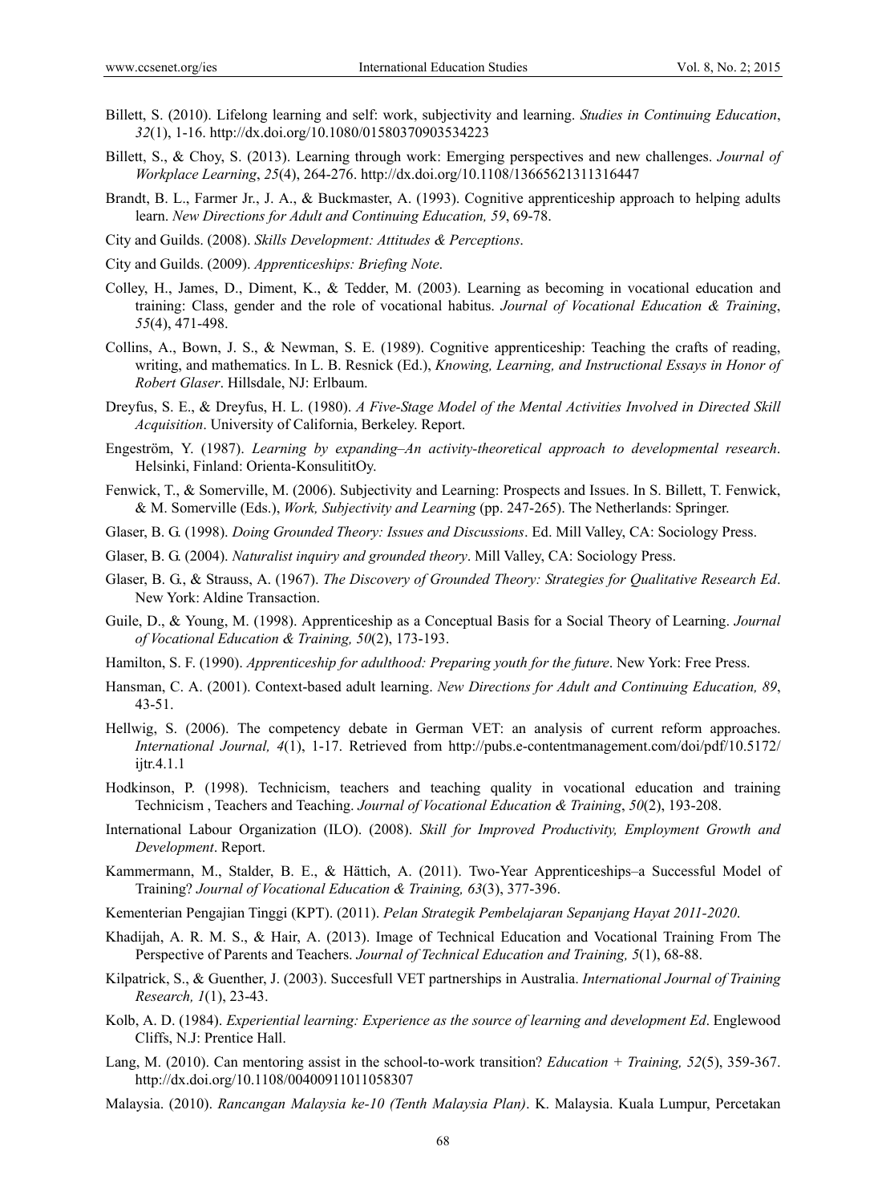Billett, S. (2010). Lifelong learning and self: work, subjectivity and learning. *Studies in Continuing Education*, *32*(1), 1-16. http://dx.doi.org/10.1080/01580370903534223

Billett, S., & Choy, S. (2013). Learning through work: Emerging perspectives and new challenges. *Journal of Workplace Learning*, *25*(4), 264-276. http://dx.doi.org/10.1108/13665621311316447

Brandt, B. L., Farmer Jr., J. A., & Buckmaster, A. (1993). Cognitive apprenticeship approach to helping adults learn. *New Directions for Adult and Continuing Education, 59*, 69-78.

City and Guilds. (2008). *Skills Development: Attitudes & Perceptions*.

City and Guilds. (2009). *Apprenticeships: Briefing Note*.

Colley, H., James, D., Diment, K., & Tedder, M. (2003). Learning as becoming in vocational education and training: Class, gender and the role of vocational habitus. *Journal of Vocational Education & Training*, *55*(4), 471-498.

Collins, A., Bown, J. S., & Newman, S. E. (1989). Cognitive apprenticeship: Teaching the crafts of reading, writing, and mathematics. In L. B. Resnick (Ed.), *Knowing, Learning, and Instructional Essays in Honor of Robert Glaser*. Hillsdale, NJ: Erlbaum.

Dreyfus, S. E., & Dreyfus, H. L. (1980). *A Five-Stage Model of the Mental Activities Involved in Directed Skill Acquisition*. University of California, Berkeley. Report.

Engeström, Y. (1987). *Learning by expanding–An activity-theoretical approach to developmental research*. Helsinki, Finland: Orienta-KonsulititOy.

Fenwick, T., & Somerville, M. (2006). Subjectivity and Learning: Prospects and Issues. In S. Billett, T. Fenwick, & M. Somerville (Eds.), *Work, Subjectivity and Learning* (pp. 247-265). The Netherlands: Springer.

Glaser, B. G. (1998). *Doing Grounded Theory: Issues and Discussions*. Ed. Mill Valley, CA: Sociology Press.

Glaser, B. G. (2004). *Naturalist inquiry and grounded theory*. Mill Valley, CA: Sociology Press.

Glaser, B. G., & Strauss, A. (1967). *The Discovery of Grounded Theory: Strategies for Qualitative Research Ed*. New York: Aldine Transaction.

Guile, D., & Young, M. (1998). Apprenticeship as a Conceptual Basis for a Social Theory of Learning. *Journal of Vocational Education & Training, 50*(2), 173-193.

Hamilton, S. F. (1990). *Apprenticeship for adulthood: Preparing youth for the future*. New York: Free Press.

Hansman, C. A. (2001). Context-based adult learning. *New Directions for Adult and Continuing Education, 89*, 43-51.

Hellwig, S. (2006). The competency debate in German VET: an analysis of current reform approaches. *International Journal, 4*(1), 1-17. Retrieved from http://pubs.e-contentmanagement.com/doi/pdf/10.5172/ijtr.4.1.1

Hodkinson, P. (1998). Technicism, teachers and teaching quality in vocational education and training Technicism , Teachers and Teaching. *Journal of Vocational Education & Training*, *50*(2), 193-208.

International Labour Organization (ILO). (2008). *Skill for Improved Productivity, Employment Growth and Development*. Report.

Kammermann, M., Stalder, B. E., & Hättich, A. (2011). Two-Year Apprenticeships–a Successful Model of Training? *Journal of Vocational Education & Training, 63*(3), 377-396.

Kementerian Pengajian Tinggi (KPT). (2011). *Pelan Strategik Pembelajaran Sepanjang Hayat 2011-2020*.

Khadijah, A. R. M. S., & Hair, A. (2013). Image of Technical Education and Vocational Training From The Perspective of Parents and Teachers. *Journal of Technical Education and Training, 5*(1), 68-88.

Kilpatrick, S., & Guenther, J. (2003). Succesfull VET partnerships in Australia. *International Journal of Training Research, 1*(1), 23-43.

Kolb, A. D. (1984). *Experiential learning: Experience as the source of learning and development Ed*. Englewood Cliffs, N.J: Prentice Hall.

Lang, M. (2010). Can mentoring assist in the school-to-work transition? *Education + Training, 52*(5), 359-367. http://dx.doi.org/10.1108/00400911011058307

Malaysia. (2010). *Rancangan Malaysia ke-10 (Tenth Malaysia Plan)*. K. Malaysia. Kuala Lumpur, Percetakan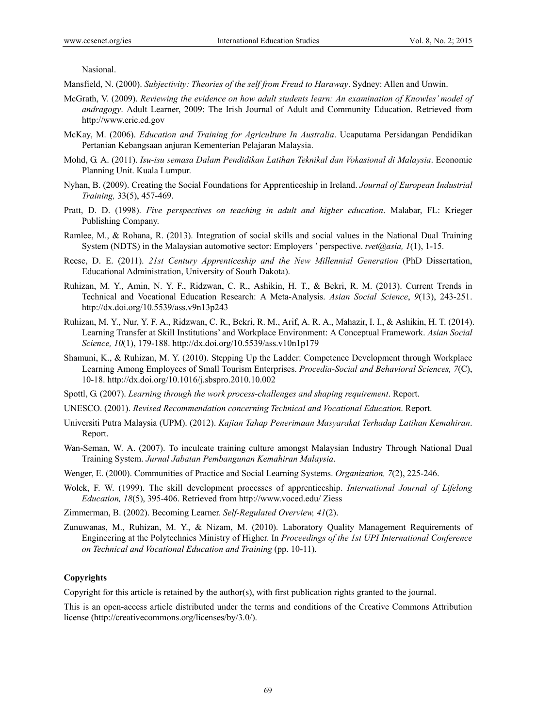Nasional.

Mansfield, N. (2000). *Subjectivity: Theories of the self from Freud to Haraway*. Sydney: Allen and Unwin.

McGrath, V. (2009). *Reviewing the evidence on how adult students learn: An examination of Knowles' model of andragogy*. Adult Learner, 2009: The Irish Journal of Adult and Community Education. Retrieved from http://www.eric.ed.gov

McKay, M. (2006). *Education and Training for Agriculture In Australia*. Ucaputama Persidangan Pendidikan Pertanian Kebangsaan anjuran Kementerian Pelajaran Malaysia.

Mohd, G. A. (2011). *Isu-isu semasa Dalam Pendidikan Latihan Teknikal dan Vokasional di Malaysia*. Economic Planning Unit. Kuala Lumpur.

Nyhan, B. (2009). Creating the Social Foundations for Apprenticeship in Ireland. *Journal of European Industrial Training,* 33(5), 457-469.

Pratt, D. D. (1998). *Five perspectives on teaching in adult and higher education*. Malabar, FL: Krieger Publishing Company.

Ramlee, M., & Rohana, R. (2013). Integration of social skills and social values in the National Dual Training System (NDTS) in the Malaysian automotive sector: Employers ' perspective. *tvet@asia, 1*(1), 1-15.

Reese, D. E. (2011). *21st Century Apprenticeship and the New Millennial Generation* (PhD Dissertation, Educational Administration, University of South Dakota).

Ruhizan, M. Y., Amin, N. Y. F., Ridzwan, C. R., Ashikin, H. T., & Bekri, R. M. (2013). Current Trends in Technical and Vocational Education Research: A Meta-Analysis. *Asian Social Science*, *9*(13), 243-251. http://dx.doi.org/10.5539/ass.v9n13p243

Ruhizan, M. Y., Nur, Y. F. A., Ridzwan, C. R., Bekri, R. M., Arif, A. R. A., Mahazir, I. I., & Ashikin, H. T. (2014). Learning Transfer at Skill Institutions' and Workplace Environment: A Conceptual Framework. *Asian Social Science, 10*(1), 179-188. http://dx.doi.org/10.5539/ass.v10n1p179

Shamuni, K., & Ruhizan, M. Y. (2010). Stepping Up the Ladder: Competence Development through Workplace Learning Among Employees of Small Tourism Enterprises. *Procedia-Social and Behavioral Sciences, 7*(C), 10-18. http://dx.doi.org/10.1016/j.sbspro.2010.10.002

Spottl, G. (2007). *Learning through the work process-challenges and shaping requirement*. Report.

UNESCO. (2001). *Revised Recommendation concerning Technical and Vocational Education*. Report.

Universiti Putra Malaysia (UPM). (2012). *Kajian Tahap Penerimaan Masyarakat Terhadap Latihan Kemahiran*. Report.

Wan-Seman, W. A. (2007). To inculcate training culture amongst Malaysian Industry Through National Dual Training System. *Jurnal Jabatan Pembangunan Kemahiran Malaysia*.

Wenger, E. (2000). Communities of Practice and Social Learning Systems. *Organization, 7*(2), 225-246.

Wolek, F. W. (1999). The skill development processes of apprenticeship. *International Journal of Lifelong Education, 18*(5), 395-406. Retrieved from http://www.voced.edu/ Ziess

Zimmerman, B. (2002). Becoming Learner. *Self-Regulated Overview, 41*(2).

Zunuwanas, M., Ruhizan, M. Y., & Nizam, M. (2010). Laboratory Quality Management Requirements of Engineering at the Polytechnics Ministry of Higher. In *Proceedings of the 1st UPI International Conference on Technical and Vocational Education and Training* (pp. 10-11).

**Copyrights**

Copyright for this article is retained by the author(s), with first publication rights granted to the journal.

This is an open-access article distributed under the terms and conditions of the Creative Commons Attribution license (http://creativecommons.org/licenses/by/3.0/).